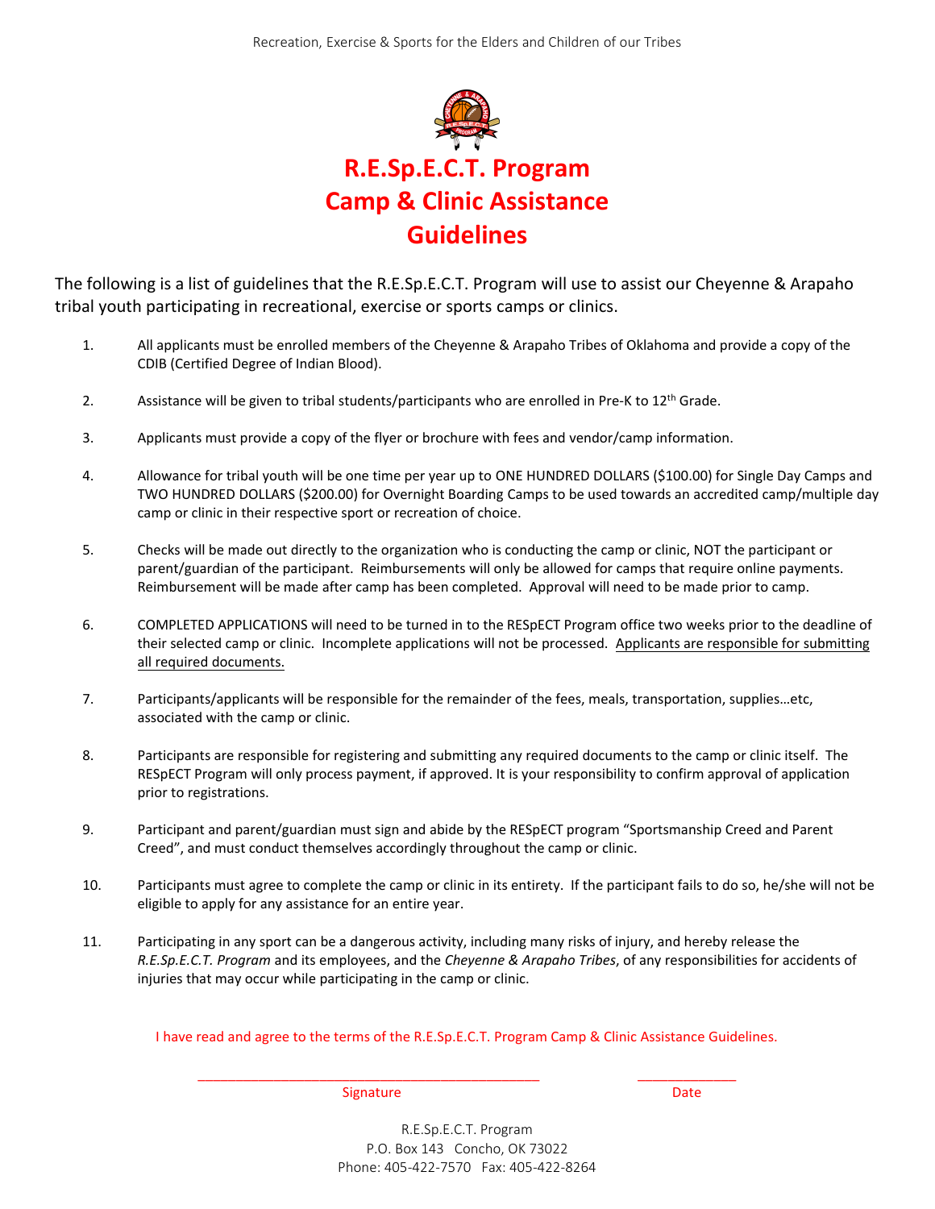Recreation, Exercise & Sports for the Elders and Children of our Tribes

# R.E.Sp.E.C.T. Program
# Camp & Clinic Assistance
# Guidelines

The following is a list of guidelines that the R.E.Sp.E.C.T. Program will use to assist our Cheyenne & Arapaho tribal youth participating in recreational, exercise or sports camps or clinics.

1. All applicants must be enrolled members of the Cheyenne & Arapaho Tribes of Oklahoma and provide a copy of the CDIB (Certified Degree of Indian Blood).

2. Assistance will be given to tribal students/participants who are enrolled in Pre-K to 12th Grade.

3. Applicants must provide a copy of the flyer or brochure with fees and vendor/camp information.

4. Allowance for tribal youth will be one time per year up to ONE HUNDRED DOLLARS ($100.00) for Single Day Camps and TWO HUNDRED DOLLARS ($200.00) for Overnight Boarding Camps to be used towards an accredited camp/multiple day camp or clinic in their respective sport or recreation of choice.

5. Checks will be made out directly to the organization who is conducting the camp or clinic, NOT the participant or parent/guardian of the participant. Reimbursements will only be allowed for camps that require online payments. Reimbursement will be made after camp has been completed. Approval will need to be made prior to camp.

6. COMPLETED APPLICATIONS will need to be turned in to the RESpECT Program office two weeks prior to the deadline of their selected camp or clinic. Incomplete applications will not be processed. <u>Applicants are responsible for submitting all required documents.</u>

7. Participants/applicants will be responsible for the remainder of the fees, meals, transportation, supplies…etc, associated with the camp or clinic.

8. Participants are responsible for registering and submitting any required documents to the camp or clinic itself. The RESpECT Program will only process payment, if approved. It is your responsibility to confirm approval of application prior to registrations.

9. Participant and parent/guardian must sign and abide by the RESpECT program "Sportsmanship Creed and Parent Creed", and must conduct themselves accordingly throughout the camp or clinic.

10. Participants must agree to complete the camp or clinic in its entirety. If the participant fails to do so, he/she will not be eligible to apply for any assistance for an entire year.

11. Participating in any sport can be a dangerous activity, including many risks of injury, and hereby release the *R.E.Sp.E.C.T. Program* and its employees, and the *Cheyenne & Arapaho Tribes*, of any responsibilities for accidents of injuries that may occur while participating in the camp or clinic.

I have read and agree to the terms of the R.E.Sp.E.C.T. Program Camp & Clinic Assistance Guidelines.

_______________________________________________ _____________

Signature Date

R.E.Sp.E.C.T. Program
P.O. Box 143 Concho, OK 73022
Phone: 405-422-7570 Fax: 405-422-8264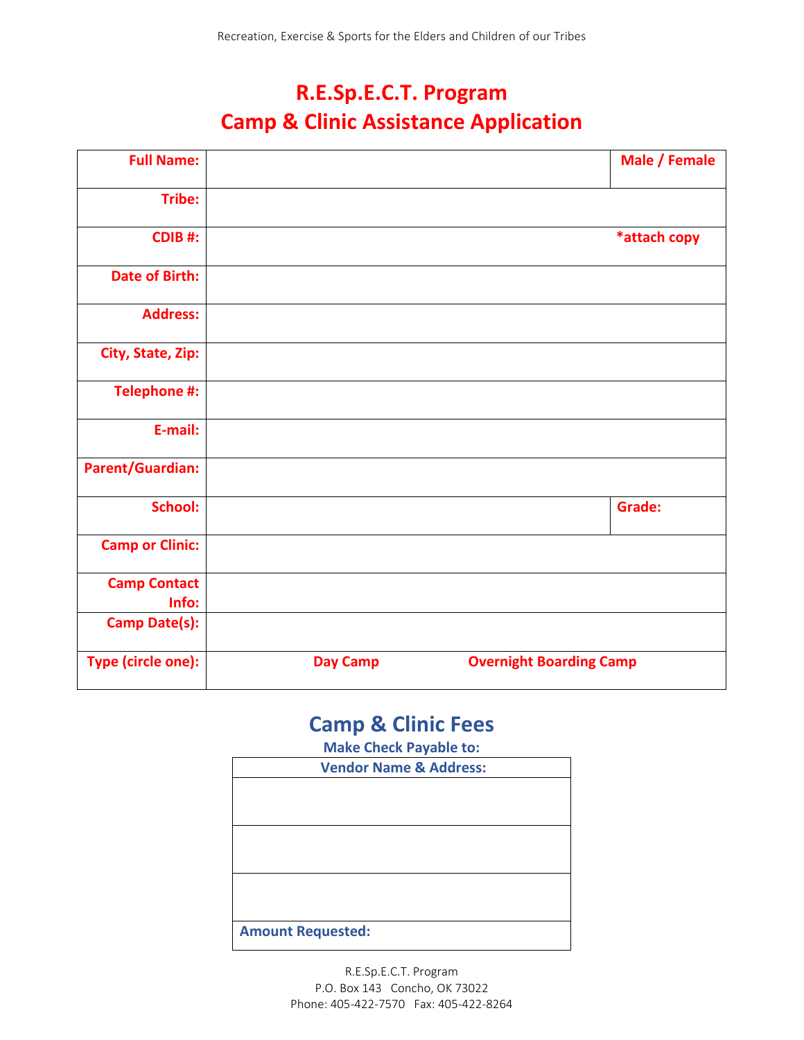Recreation, Exercise & Sports for the Elders and Children of our Tribes

# R.E.Sp.E.C.T. Program
# Camp & Clinic Assistance Application

| | | |
|---|---|---|
| **Full Name:** | | **Male / Female** |
| **Tribe:** | | |
| **CDIB #:** | | ***attach copy** |
| **Date of Birth:** | | |
| **Address:** | | |
| **City, State, Zip:** | | |
| **Telephone #:** | | |
| **E-mail:** | | |
| **Parent/Guardian:** | | |
| **School:** | | **Grade:** |
| **Camp or Clinic:** | | |
| **Camp Contact Info:** | | |
| **Camp Date(s):** | | |
| **Type (circle one):** | **Day Camp** | **Overnight Boarding Camp** |

## Camp & Clinic Fees

**Make Check Payable to:**

| **Vendor Name & Address:** |
|---|
| |
| |
| |
| **Amount Requested:** |

R.E.Sp.E.C.T. Program
P.O. Box 143 Concho, OK 73022
Phone: 405-422-7570 Fax: 405-422-8264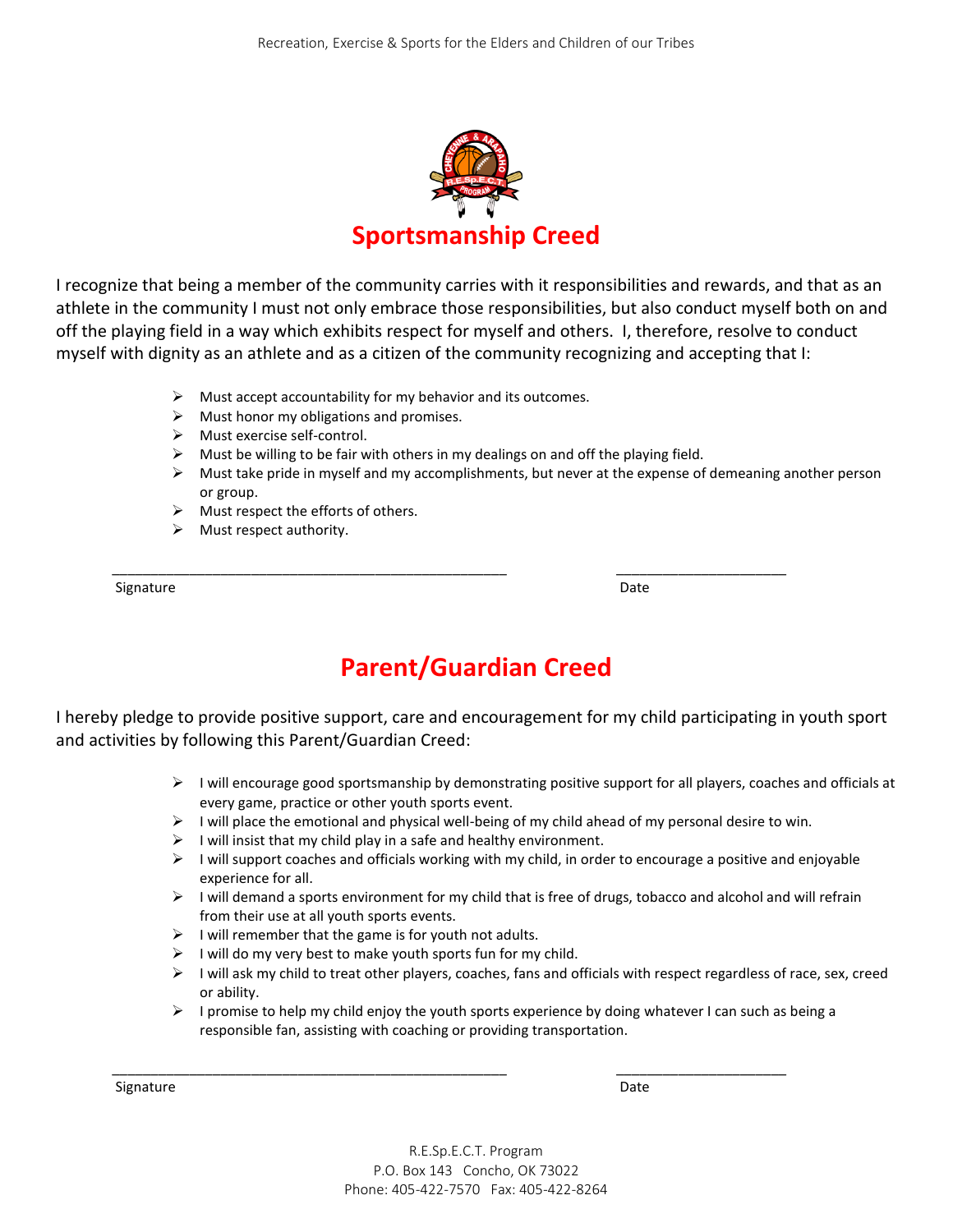## Sportsmanship Creed

I recognize that being a member of the community carries with it responsibilities and rewards, and that as an athlete in the community I must not only embrace those responsibilities, but also conduct myself both on and off the playing field in a way which exhibits respect for myself and others. I, therefore, resolve to conduct myself with dignity as an athlete and as a citizen of the community recognizing and accepting that I:

- Must accept accountability for my behavior and its outcomes.
- Must honor my obligations and promises.
- Must exercise self-control.
- Must be willing to be fair with others in my dealings on and off the playing field.
- Must take pride in myself and my accomplishments, but never at the expense of demeaning another person or group.
- Must respect the efforts of others.
- Must respect authority.

_______________________________________________ ____________________

Signature Date

## Parent/Guardian Creed

I hereby pledge to provide positive support, care and encouragement for my child participating in youth sport and activities by following this Parent/Guardian Creed:

- I will encourage good sportsmanship by demonstrating positive support for all players, coaches and officials at every game, practice or other youth sports event.
- I will place the emotional and physical well-being of my child ahead of my personal desire to win.
- I will insist that my child play in a safe and healthy environment.
- I will support coaches and officials working with my child, in order to encourage a positive and enjoyable experience for all.
- I will demand a sports environment for my child that is free of drugs, tobacco and alcohol and will refrain from their use at all youth sports events.
- I will remember that the game is for youth not adults.
- I will do my very best to make youth sports fun for my child.
- I will ask my child to treat other players, coaches, fans and officials with respect regardless of race, sex, creed or ability.
- I promise to help my child enjoy the youth sports experience by doing whatever I can such as being a responsible fan, assisting with coaching or providing transportation.

_______________________________________________ ____________________

Signature Date

R.E.Sp.E.C.T. Program
P.O. Box 143 Concho, OK 73022
Phone: 405-422-7570 Fax: 405-422-8264